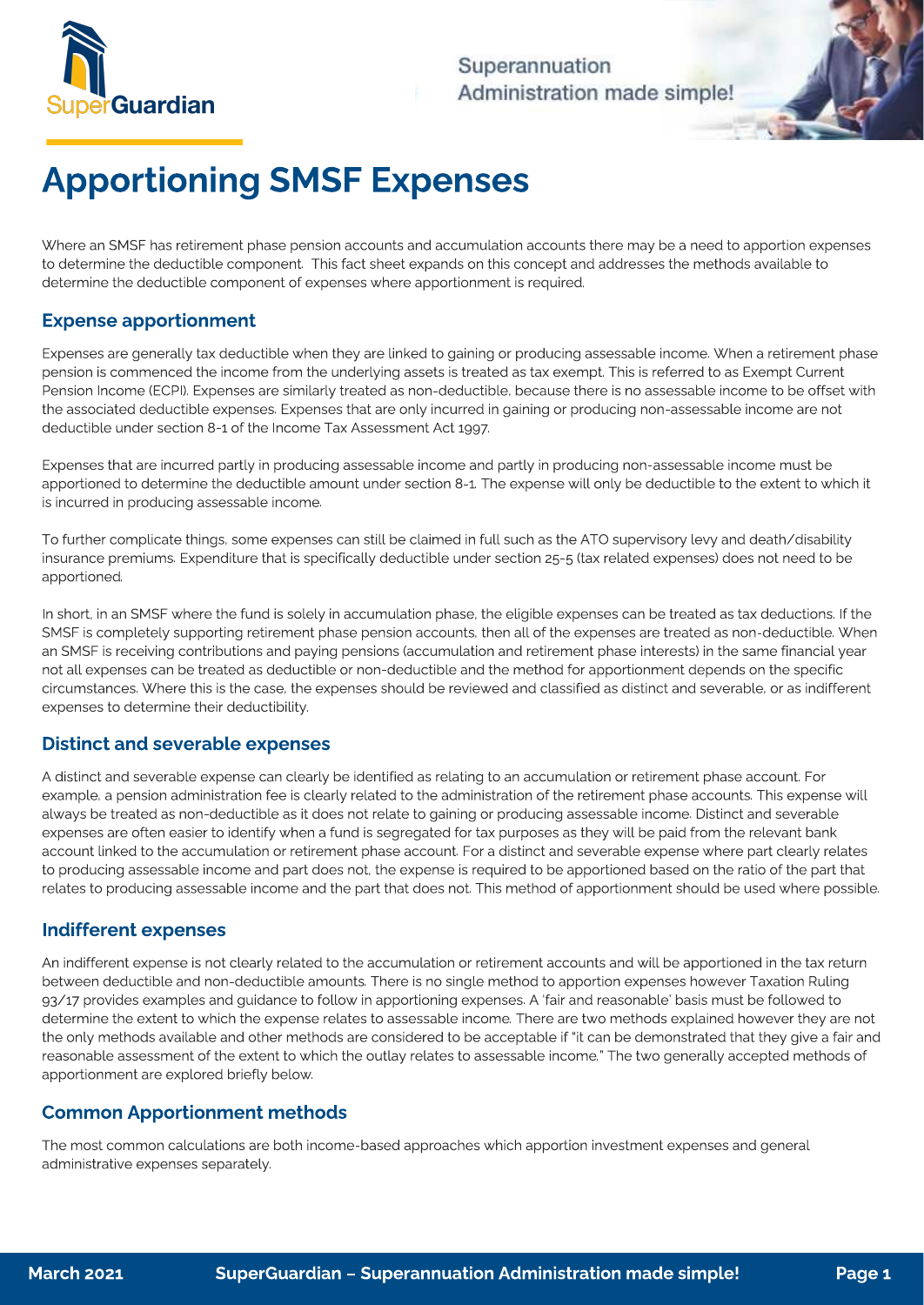# Apportioning SMSF Expenses

Where an SMSF has retirement phase pension accounts and accumulation accounts there may be a need to apportion expenses to determine the deductible component. This fact sheet expands on this concept and addresses the methods available to determine the deductible component of expenses where apportionment is required.

## Expense apportionment

Expenses are generally tax deductible when they are linked to gaining or producing assessable income. When a retirement phase pension is commenced the income from the underlying assets is treated as tax exempt. This is referred to as Exempt Current Pension Income (ECPI). Expenses are similarly treated as non-deductible, because there is no assessable income to be offset with the associated deductible expenses. Expenses that are only incurred in gaining or producing non-assessable income are not deductible under section 8-1 of the Income Tax Assessment Act 1997.

Expenses that are incurred partly in producing assessable income and partly in producing non-assessable income must be apportioned to determine the deductible amount under section 8-1. The expense will only be deductible to the extent to which it is incurred in producing assessable income.

To further complicate things, some expenses can still be claimed in full such as the ATO supervisory levy and death/disability insurance premiums. Expenditure that is specifically deductible under section 25-5 (tax related expenses) does not need to be apportioned.

In short, in an SMSF where the fund is solely in accumulation phase, the eligible expenses can be treated as tax deductions. If the SMSF is completely supporting retirement phase pension accounts, then all of the expenses are treated as non-deductible. When an SMSF is receiving contributions and paying pensions (accumulation and retirement phase interests) in the same financial year not all expenses can be treated as deductible or non-deductible and the method for apportionment depends on the specific circumstances. Where this is the case, the expenses should be reviewed and classified as distinct and severable, or as indifferent expenses to determine their deductibility.

## Distinct and severable expenses

A distinct and severable expense can clearly be identified as relating to an accumulation or retirement phase account. For example, a pension administration fee is clearly related to the administration of the retirement phase accounts. This expense will always be treated as non-deductible as it does not relate to gaining or producing assessable income. Distinct and severable expenses are often easier to identify when a fund is segregated for tax purposes as they will be paid from the relevant bank account linked to the accumulation or retirement phase account. For a distinct and severable expense where part clearly relates to producing assessable income and part does not, the expense is required to be apportioned based on the ratio of the part that relates to producing assessable income and the part that does not. This method of apportionment should be used where possible.

## Indifferent expenses

An indifferent expense is not clearly related to the accumulation or retirement accounts and will be apportioned in the tax return between deductible and non-deductible amounts. There is no single method to apportion expenses however Taxation Ruling 93/17 provides examples and guidance to follow in apportioning expenses. A 'fair and reasonable' basis must be followed to determine the extent to which the expense relates to assessable income. There are two methods explained however they are not the only methods available and other methods are considered to be acceptable if "it can be demonstrated that they give a fair and reasonable assessment of the extent to which the outlay relates to assessable income." The two generally accepted methods of apportionment are explored briefly below.

## Common Apportionment methods

The most common calculations are both income-based approaches which apportion investment expenses and general administrative expenses separately.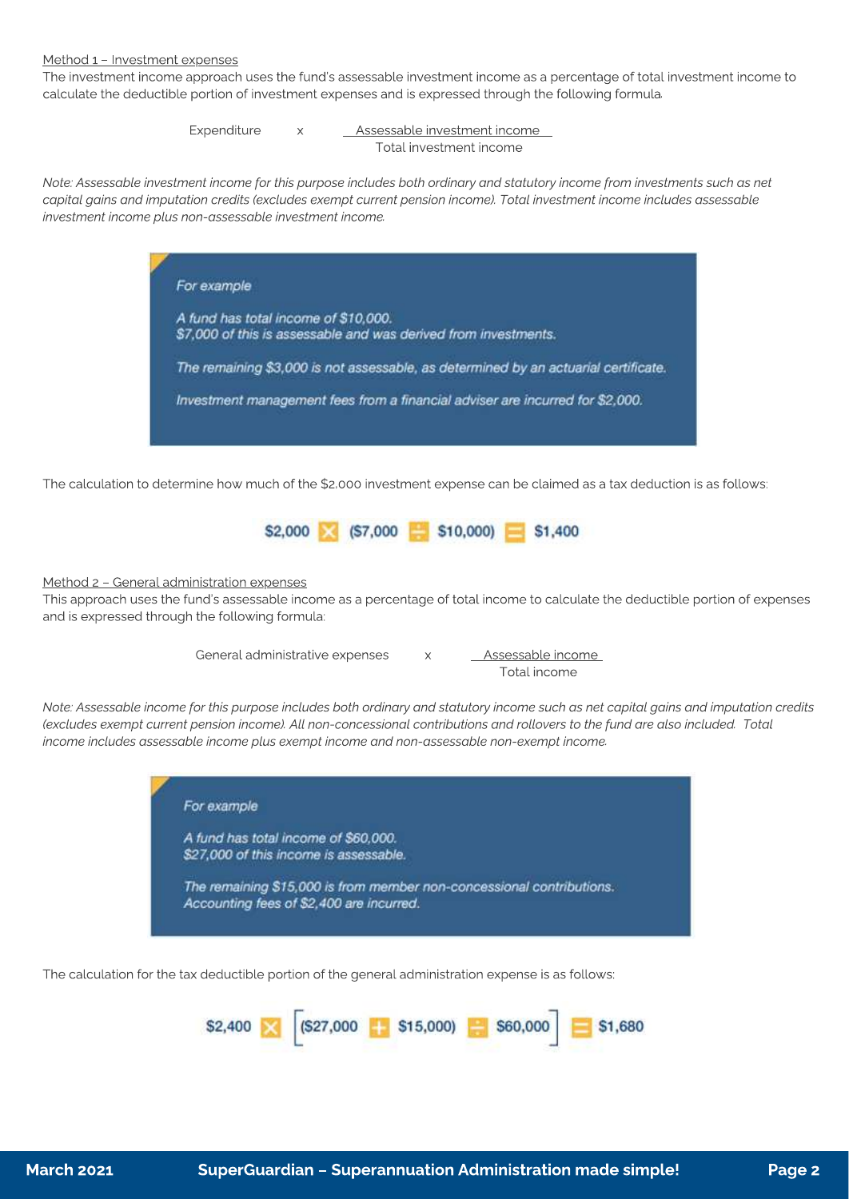<u>Method 1 – Investment expenses</u>

The investment income approach uses the fund's assessable investment income as a percentage of total investment income to calculate the deductible portion of investment expenses and is expressed through the following formula:

$$\text{Expenditure} \times \frac{\text{Assessable investment income}}{\text{Total investment income}}$$

*Note: Assessable investment income for this purpose includes both ordinary and statutory income from investments such as net capital gains and imputation credits (excludes exempt current pension income). Total investment income includes assessable investment income plus non-assessable investment income.*

> *For example*
>
> *A fund has total income of $10,000.*
> *$7,000 of this is assessable and was derived from investments.*
>
> *The remaining $3,000 is not assessable, as determined by an actuarial certificate.*
>
> *Investment management fees from a financial adviser are incurred for $2,000.*

The calculation to determine how much of the $2,000 investment expense can be claimed as a tax deduction is as follows:

$$\$2{,}000 \times (\$7{,}000 \div \$10{,}000) = \$1{,}400$$

<u>Method 2 – General administration expenses</u>

This approach uses the fund's assessable income as a percentage of total income to calculate the deductible portion of expenses and is expressed through the following formula:

$$\text{General administrative expenses} \times \frac{\text{Assessable income}}{\text{Total income}}$$

*Note: Assessable income for this purpose includes both ordinary and statutory income such as net capital gains and imputation credits (excludes exempt current pension income). All non-concessional contributions and rollovers to the fund are also included. Total income includes assessable income plus exempt income and non-assessable non-exempt income.*

> *For example*
>
> *A fund has total income of $60,000.*
> *$27,000 of this income is assessable.*
>
> *The remaining $15,000 is from member non-concessional contributions.*
> *Accounting fees of $2,400 are incurred.*

The calculation for the tax deductible portion of the general administration expense is as follows:

$$\$2{,}400 \times \left[(\$27{,}000 + \$15{,}000) \div \$60{,}000\right] = \$1{,}680$$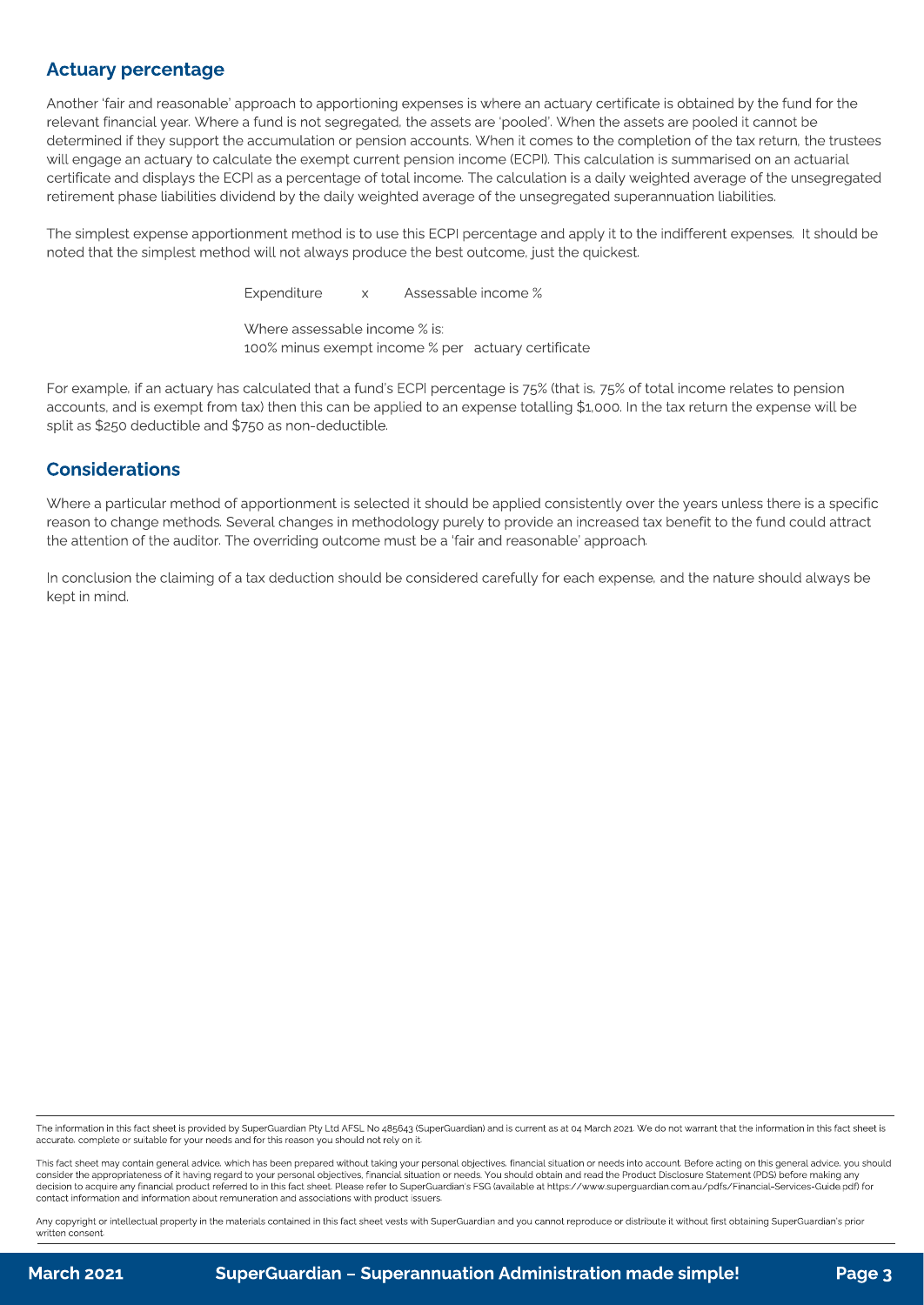## Actuary percentage

Another 'fair and reasonable' approach to apportioning expenses is where an actuary certificate is obtained by the fund for the relevant financial year. Where a fund is not segregated, the assets are 'pooled'. When the assets are pooled it cannot be determined if they support the accumulation or pension accounts. When it comes to the completion of the tax return, the trustees will engage an actuary to calculate the exempt current pension income (ECPI). This calculation is summarised on an actuarial certificate and displays the ECPI as a percentage of total income. The calculation is a daily weighted average of the unsegregated retirement phase liabilities dividend by the daily weighted average of the unsegregated superannuation liabilities.

The simplest expense apportionment method is to use this ECPI percentage and apply it to the indifferent expenses. It should be noted that the simplest method will not always produce the best outcome, just the quickest.

Expenditure x Assessable income %

Where assessable income % is:
100% minus exempt income % per actuary certificate

For example, if an actuary has calculated that a fund's ECPI percentage is 75% (that is, 75% of total income relates to pension accounts, and is exempt from tax) then this can be applied to an expense totalling $1,000. In the tax return the expense will be split as $250 deductible and $750 as non-deductible.

## Considerations

Where a particular method of apportionment is selected it should be applied consistently over the years unless there is a specific reason to change methods. Several changes in methodology purely to provide an increased tax benefit to the fund could attract the attention of the auditor. The overriding outcome must be a 'fair and reasonable' approach.

In conclusion the claiming of a tax deduction should be considered carefully for each expense, and the nature should always be kept in mind.

The information in this fact sheet is provided by SuperGuardian Pty Ltd AFSL No 485643 (SuperGuardian) and is current as at 04 March 2021. We do not warrant that the information in this fact sheet is accurate, complete or suitable for your needs and for this reason you should not rely on it.

This fact sheet may contain general advice, which has been prepared without taking your personal objectives, financial situation or needs into account. Before acting on this general advice, you should consider the appropriateness of it having regard to your personal objectives, financial situation or needs. You should obtain and read the Product Disclosure Statement (PDS) before making any decision to acquire any financial product referred to in this fact sheet. Please refer to SuperGuardian's FSG (available at https://www.superguardian.com.au/pdfs/Financial-Services-Guide.pdf) for contact information and information about remuneration and associations with product issuers.

Any copyright or intellectual property in the materials contained in this fact sheet vests with SuperGuardian and you cannot reproduce or distribute it without first obtaining SuperGuardian's prior written consent.